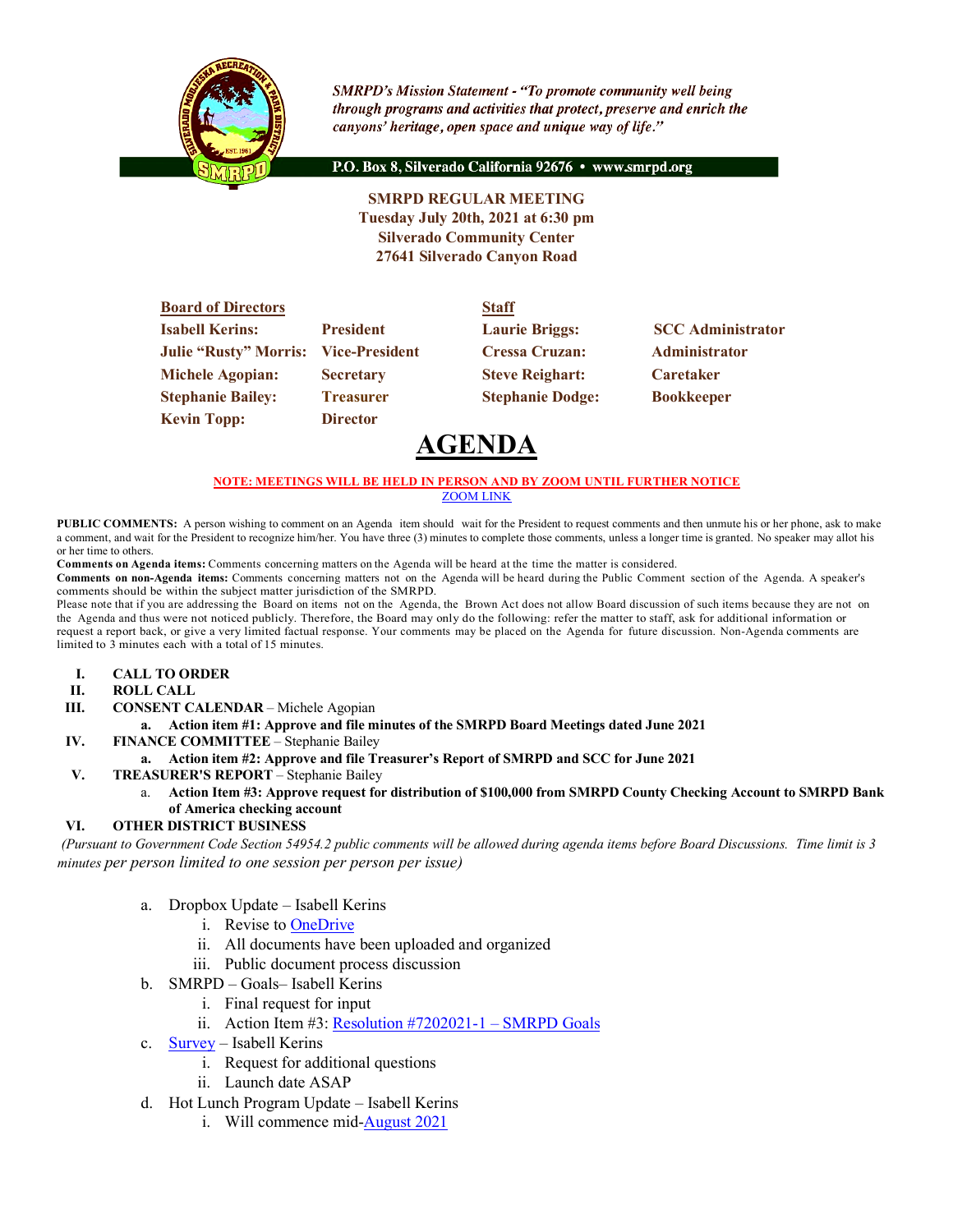*SMRPD's Mission Statement - "To promote community well being through programs and activities that protect, preserve and enrich the canyons' heritage, open space and unique way of life."*

**P.O. Box 8, Silverado California 92676 • www.smrpd.org**

**SMRPD REGULAR MEETING**
**Tuesday July 20th, 2021 at 6:30 pm**
**Silverado Community Center**
**27641 Silverado Canyon Road**

| **Board of Directors** | | **Staff** | |
|---|---|---|---|
| **Isabell Kerins:** | **President** | **Laurie Briggs:** | **SCC Administrator** |
| **Julie "Rusty" Morris:** | **Vice-President** | **Cressa Cruzan:** | **Administrator** |
| **Michele Agopian:** | **Secretary** | **Steve Reighart:** | **Caretaker** |
| **Stephanie Bailey:** | **Treasurer** | **Stephanie Dodge:** | **Bookkeeper** |
| **Kevin Topp:** | **Director** | | |

# AGENDA

**NOTE: MEETINGS WILL BE HELD IN PERSON AND BY ZOOM UNTIL FURTHER NOTICE**
[ZOOM LINK]

**PUBLIC COMMENTS:** A person wishing to comment on an Agenda item should wait for the President to request comments and then unmute his or her phone, ask to make a comment, and wait for the President to recognize him/her. You have three (3) minutes to complete those comments, unless a longer time is granted. No speaker may allot his or her time to others.

**Comments on Agenda items:** Comments concerning matters on the Agenda will be heard at the time the matter is considered.

**Comments on non-Agenda items:** Comments concerning matters not on the Agenda will be heard during the Public Comment section of the Agenda. A speaker's comments should be within the subject matter jurisdiction of the SMRPD.

Please note that if you are addressing the Board on items not on the Agenda, the Brown Act does not allow Board discussion of such items because they are not on the Agenda and thus were not noticed publicly. Therefore, the Board may only do the following: refer the matter to staff, ask for additional information or request a report back, or give a very limited factual response. Your comments may be placed on the Agenda for future discussion. Non-Agenda comments are limited to 3 minutes each with a total of 15 minutes.

- **I. CALL TO ORDER**
- **II. ROLL CALL**
- **III. CONSENT CALENDAR** – Michele Agopian
  - **a. Action item #1: Approve and file minutes of the SMRPD Board Meetings dated June 2021**
- **IV. FINANCE COMMITTEE** – Stephanie Bailey
  - **a. Action item #2: Approve and file Treasurer's Report of SMRPD and SCC for June 2021**
- **V. TREASURER'S REPORT** – Stephanie Bailey
  - a. **Action Item #3: Approve request for distribution of $100,000 from SMRPD County Checking Account to SMRPD Bank of America checking account**
- **VI. OTHER DISTRICT BUSINESS**

*(Pursuant to Government Code Section 54954.2 public comments will be allowed during agenda items before Board Discussions. Time limit is 3 minutes per person limited to one session per person per issue)*

- a. Dropbox Update – Isabell Kerins
  - i. Revise to OneDrive
  - ii. All documents have been uploaded and organized
  - iii. Public document process discussion
- b. SMRPD – Goals– Isabell Kerins
  - i. Final request for input
  - ii. Action Item #3: Resolution #7202021-1 – SMRPD Goals
- c. Survey – Isabell Kerins
  - i. Request for additional questions
  - ii. Launch date ASAP
- d. Hot Lunch Program Update – Isabell Kerins
  - i. Will commence mid-August 2021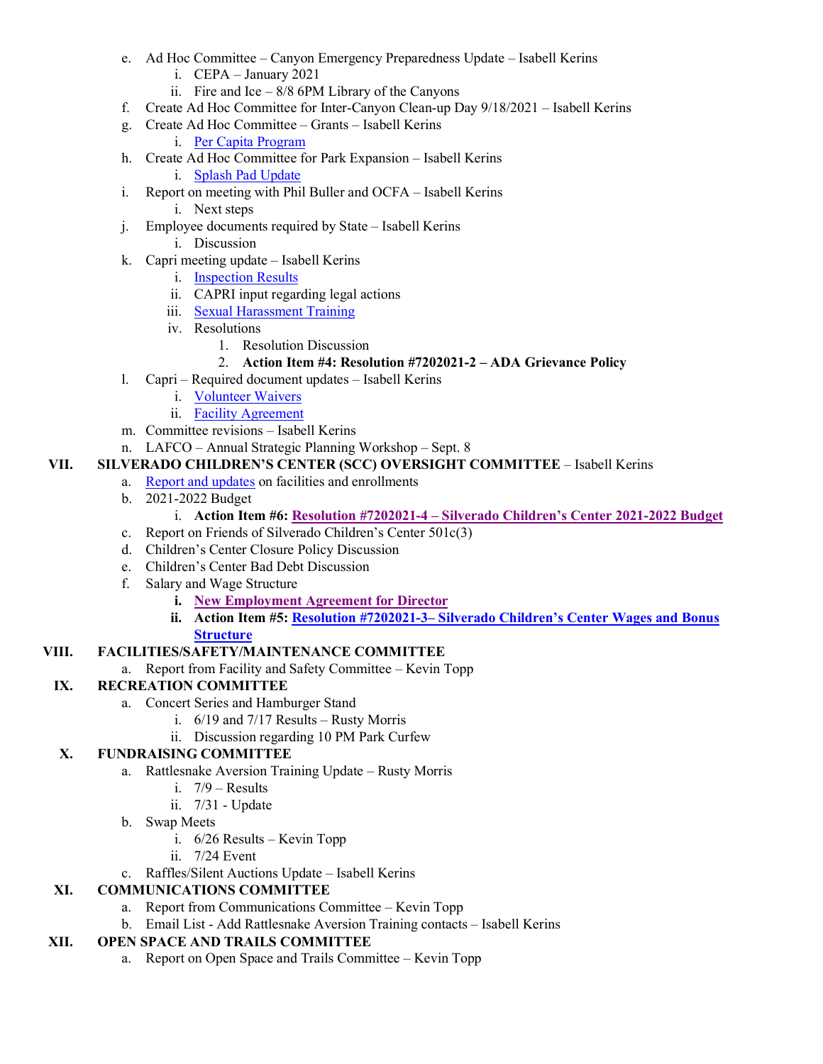e. Ad Hoc Committee – Canyon Emergency Preparedness Update – Isabell Kerins
   i. CEPA – January 2021
   ii. Fire and Ice – 8/8 6PM Library of the Canyons
f. Create Ad Hoc Committee for Inter-Canyon Clean-up Day 9/18/2021 – Isabell Kerins
g. Create Ad Hoc Committee – Grants – Isabell Kerins
   i. Per Capita Program
h. Create Ad Hoc Committee for Park Expansion – Isabell Kerins
   i. Splash Pad Update
i. Report on meeting with Phil Buller and OCFA – Isabell Kerins
   i. Next steps
j. Employee documents required by State – Isabell Kerins
   i. Discussion
k. Capri meeting update – Isabell Kerins
   i. Inspection Results
   ii. CAPRI input regarding legal actions
   iii. Sexual Harassment Training
   iv. Resolutions
      1. Resolution Discussion
      2. **Action Item #4: Resolution #7202021-2 – ADA Grievance Policy**
l. Capri – Required document updates – Isabell Kerins
   i. Volunteer Waivers
   ii. Facility Agreement
m. Committee revisions – Isabell Kerins
n. LAFCO – Annual Strategic Planning Workshop – Sept. 8

**VII. SILVERADO CHILDREN'S CENTER (SCC) OVERSIGHT COMMITTEE** – Isabell Kerins

a. Report and updates on facilities and enrollments
b. 2021-2022 Budget
   i. **Action Item #6: Resolution #7202021-4 – Silverado Children's Center 2021-2022 Budget**
c. Report on Friends of Silverado Children's Center 501c(3)
d. Children's Center Closure Policy Discussion
e. Children's Center Bad Debt Discussion
f. Salary and Wage Structure
   i. **New Employment Agreement for Director**
   ii. **Action Item #5: Resolution #7202021-3– Silverado Children's Center Wages and Bonus Structure**

**VIII. FACILITIES/SAFETY/MAINTENANCE COMMITTEE**

a. Report from Facility and Safety Committee – Kevin Topp

**IX. RECREATION COMMITTEE**

a. Concert Series and Hamburger Stand
   i. 6/19 and 7/17 Results – Rusty Morris
   ii. Discussion regarding 10 PM Park Curfew

**X. FUNDRAISING COMMITTEE**

a. Rattlesnake Aversion Training Update – Rusty Morris
   i. 7/9 – Results
   ii. 7/31 - Update
b. Swap Meets
   i. 6/26 Results – Kevin Topp
   ii. 7/24 Event
c. Raffles/Silent Auctions Update – Isabell Kerins

**XI. COMMUNICATIONS COMMITTEE**

a. Report from Communications Committee – Kevin Topp
b. Email List - Add Rattlesnake Aversion Training contacts – Isabell Kerins

**XII. OPEN SPACE AND TRAILS COMMITTEE**

a. Report on Open Space and Trails Committee – Kevin Topp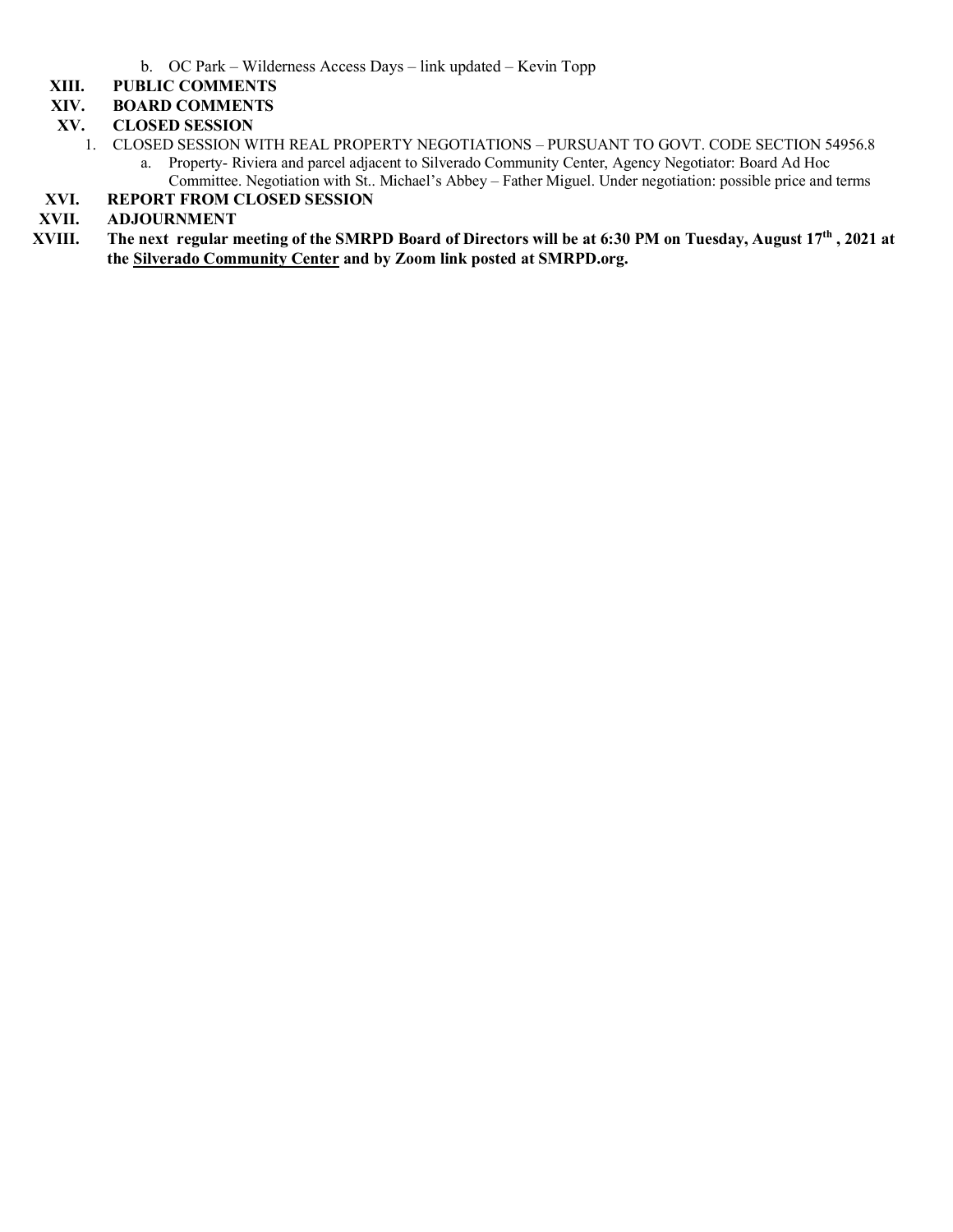b. OC Park – Wilderness Access Days – link updated – Kevin Topp

**XIII. PUBLIC COMMENTS**

**XIV. BOARD COMMENTS**

**XV. CLOSED SESSION**

1. CLOSED SESSION WITH REAL PROPERTY NEGOTIATIONS – PURSUANT TO GOVT. CODE SECTION 54956.8
   a. Property- Riviera and parcel adjacent to Silverado Community Center, Agency Negotiator: Board Ad Hoc Committee. Negotiation with St.. Michael's Abbey – Father Miguel. Under negotiation: possible price and terms

**XVI. REPORT FROM CLOSED SESSION**

**XVII. ADJOURNMENT**

**XVIII. The next regular meeting of the SMRPD Board of Directors will be at 6:30 PM on Tuesday, August 17th , 2021 at the Silverado Community Center and by Zoom link posted at SMRPD.org.**